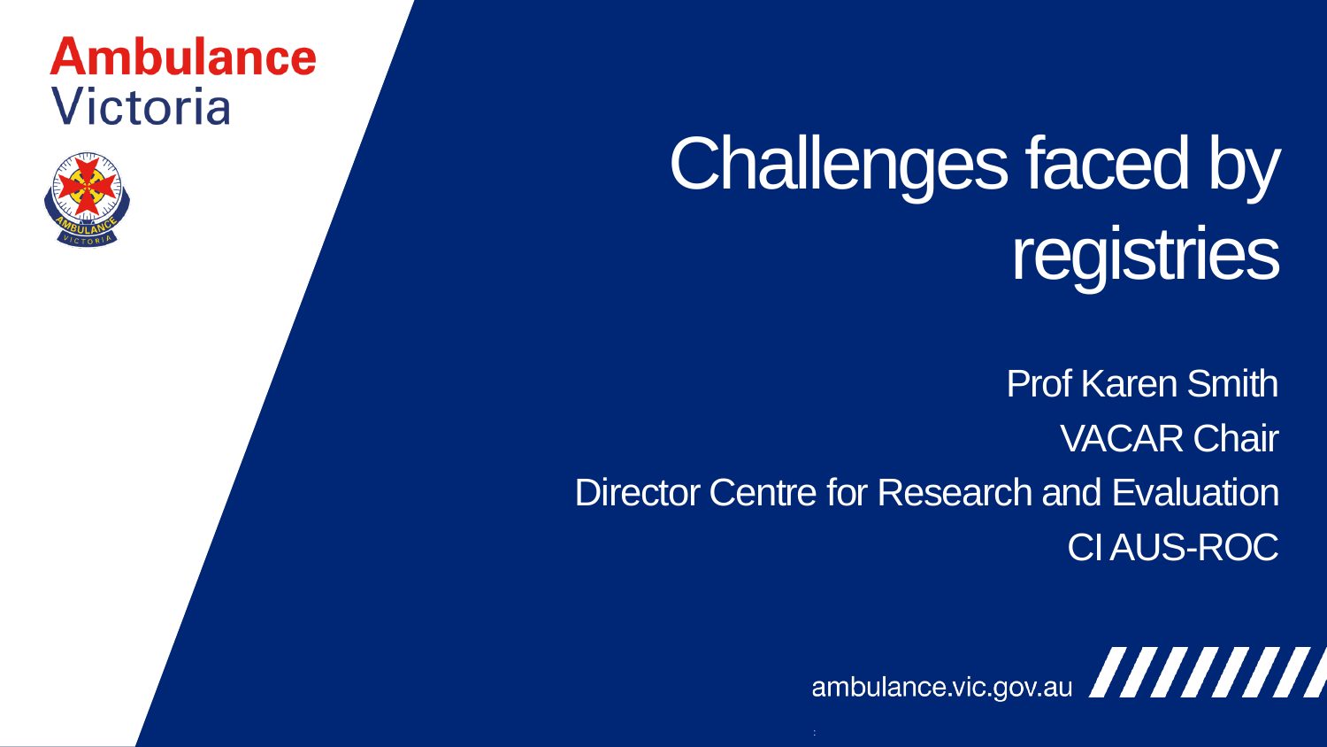Ambulance Victoria

# Challenges faced by registries

Prof Karen Smith

VACAR Chair

Director Centre for Research and Evaluation

CI AUS-ROC

ambulance.vic.gov.au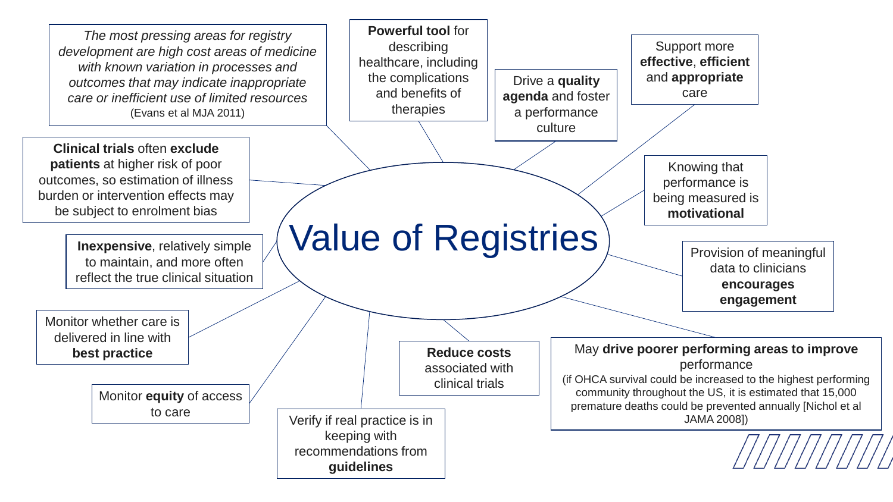# Value of Registries

*The most pressing areas for registry development are high cost areas of medicine with known variation in processes and outcomes that may indicate inappropriate care or inefficient use of limited resources* (Evans et al MJA 2011)

**Powerful tool** for describing healthcare, including the complications and benefits of therapies

Drive a **quality agenda** and foster a performance culture

Support more **effective**, **efficient** and **appropriate** care

**Clinical trials** often **exclude patients** at higher risk of poor outcomes, so estimation of illness burden or intervention effects may be subject to enrolment bias

Knowing that performance is being measured is **motivational**

**Inexpensive**, relatively simple to maintain, and more often reflect the true clinical situation

Provision of meaningful data to clinicians **encourages engagement**

Monitor whether care is delivered in line with **best practice**

**Reduce costs** associated with clinical trials

May **drive poorer performing areas to improve** performance
(if OHCA survival could be increased to the highest performing community throughout the US, it is estimated that 15,000 premature deaths could be prevented annually [Nichol et al JAMA 2008])

Monitor **equity** of access to care

Verify if real practice is in keeping with recommendations from **guidelines**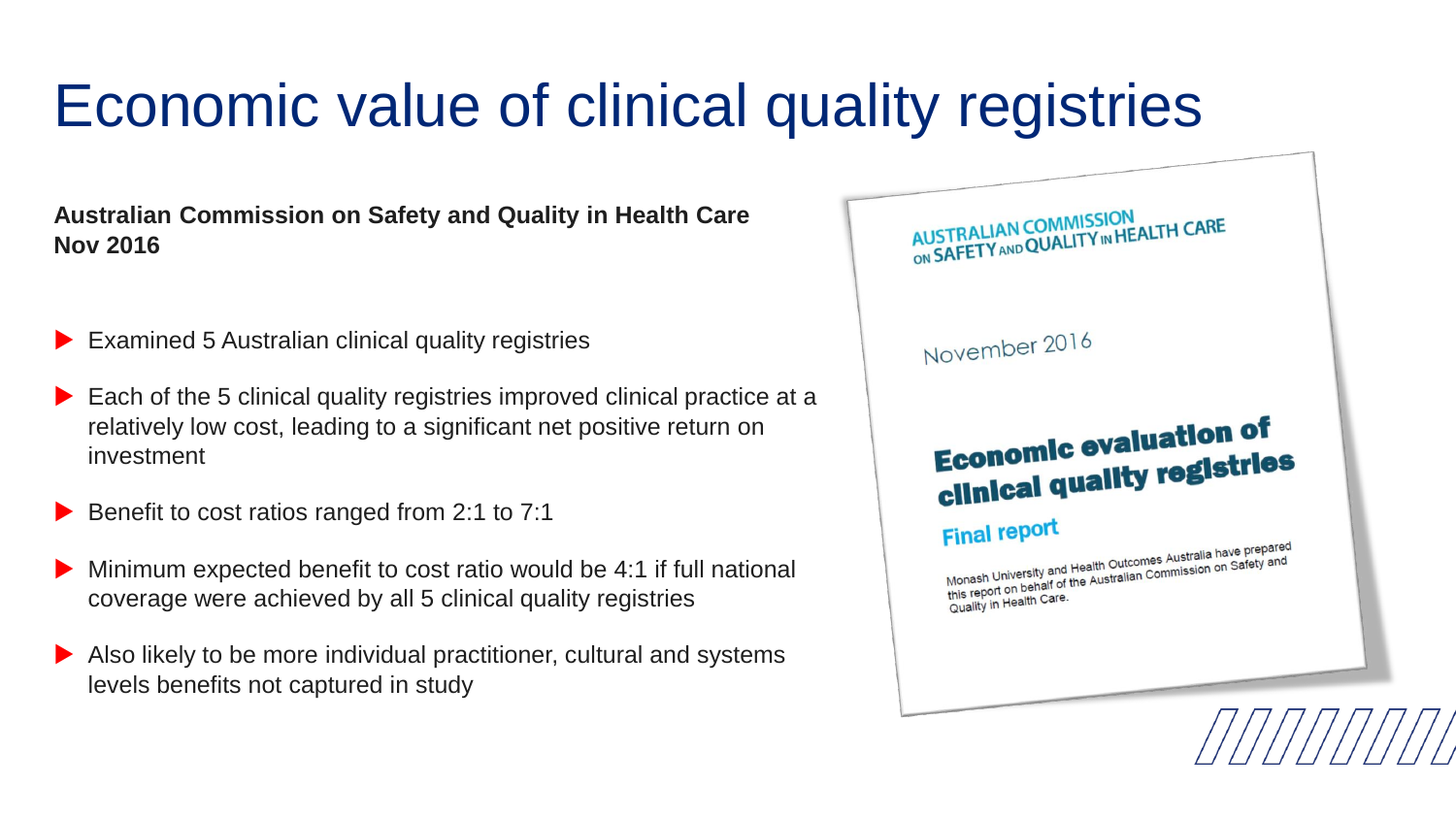# Economic value of clinical quality registries

**Australian Commission on Safety and Quality in Health Care**
**Nov 2016**

- Examined 5 Australian clinical quality registries
- Each of the 5 clinical quality registries improved clinical practice at a relatively low cost, leading to a significant net positive return on investment
- Benefit to cost ratios ranged from 2:1 to 7:1
- Minimum expected benefit to cost ratio would be 4:1 if full national coverage were achieved by all 5 clinical quality registries
- Also likely to be more individual practitioner, cultural and systems levels benefits not captured in study

AUSTRALIAN COMMISSION ON SAFETY AND QUALITY IN HEALTH CARE

November 2016

**Economic evaluation of clinical quality registries**

**Final report**

Monash University and Health Outcomes Australia have prepared this report on behalf of the Australian Commission on Safety and Quality in Health Care.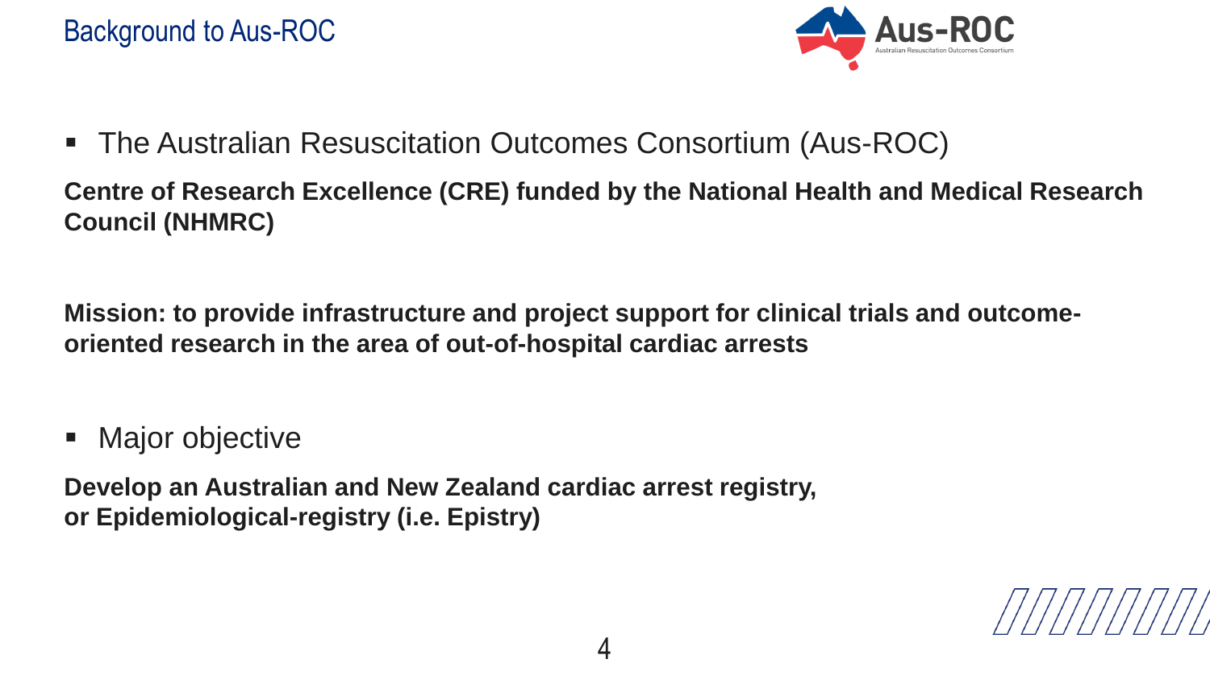# Background to Aus-ROC

- The Australian Resuscitation Outcomes Consortium (Aus-ROC)

**Centre of Research Excellence (CRE) funded by the National Health and Medical Research Council (NHMRC)**

**Mission: to provide infrastructure and project support for clinical trials and outcome-oriented research in the area of out-of-hospital cardiac arrests**

- Major objective

**Develop an Australian and New Zealand cardiac arrest registry,**
**or Epidemiological-registry (i.e. Epistry)**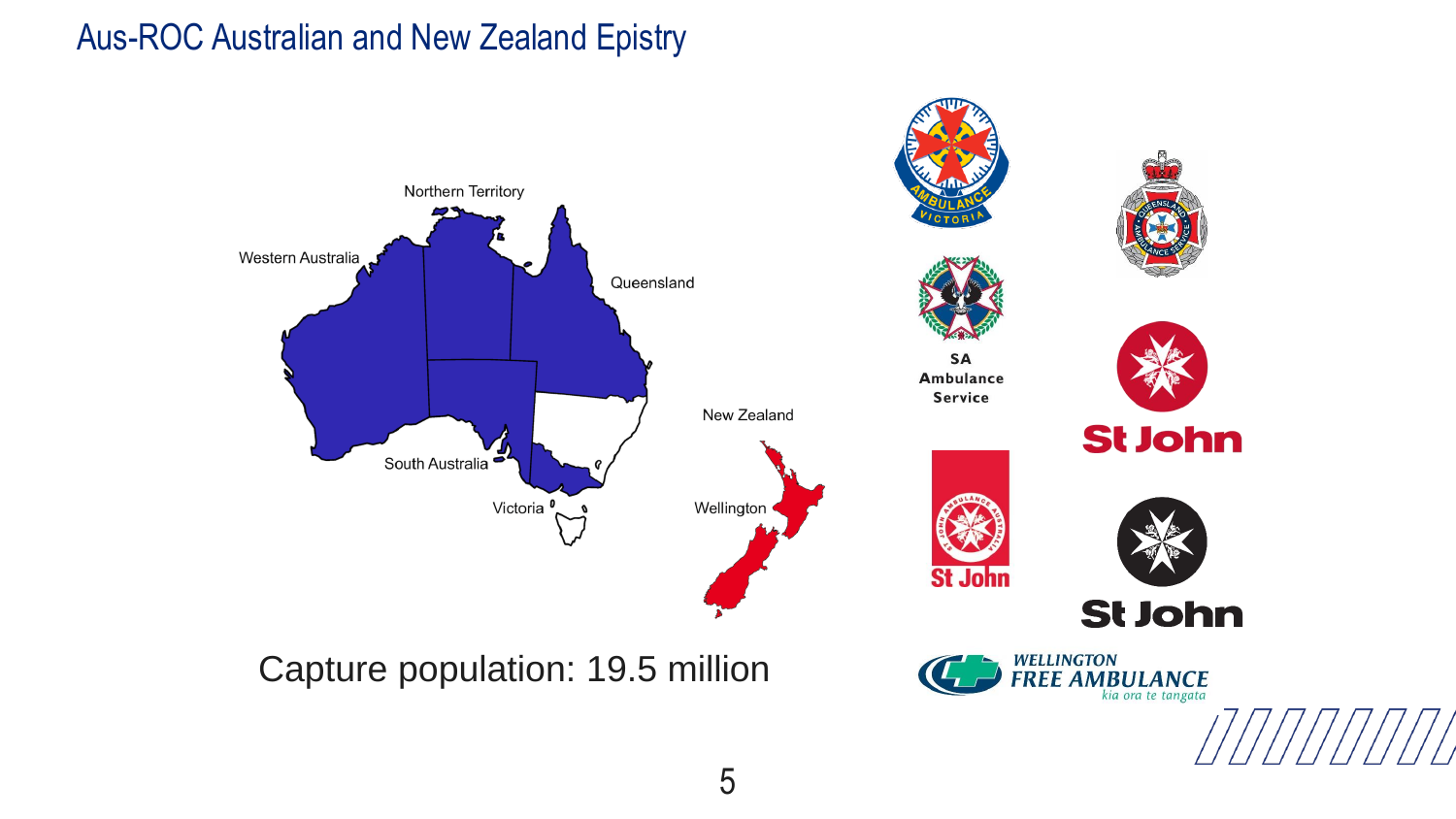# Aus-ROC Australian and New Zealand Epistry

Northern Territory

Western Australia

Queensland

South Australia

Victoria

New Zealand

Wellington

Capture population: 19.5 million

SA Ambulance Service

St John

St John

St John

WELLINGTON FREE AMBULANCE
*kia ora te tangata*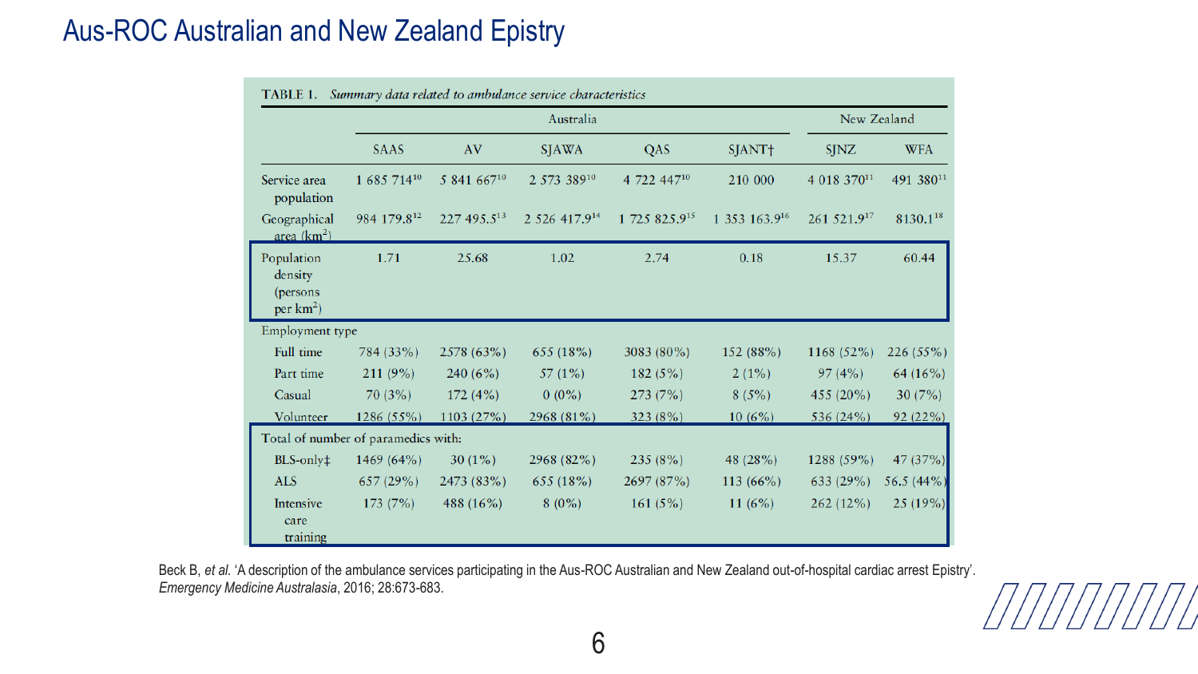# Aus-ROC Australian and New Zealand Epistry

**TABLE 1.** *Summary data related to ambulance service characteristics*

| | Australia | | | | | New Zealand | |
|---|---|---|---|---|---|---|---|
| | SAAS | AV | SJAWA | QAS | SJANT† | SJNZ | WFA |
| Service area population | 1 685 714[10] | 5 841 667[10] | 2 573 389[10] | 4 722 447[10] | 210 000 | 4 018 370[11] | 491 380[11] |
| Geographical area ($km^2$) | 984 179.8[12] | 227 495.5[13] | 2 526 417.9[14] | 1 725 825.9[15] | 1 353 163.9[16] | 261 521.9[17] | 8130.1[18] |
| Population density (persons per $km^2$) | 1.71 | 25.68 | 1.02 | 2.74 | 0.18 | 15.37 | 60.44 |
| Employment type | | | | | | | |
| Full time | 784 (33%) | 2578 (63%) | 655 (18%) | 3083 (80%) | 152 (88%) | 1168 (52%) | 226 (55%) |
| Part time | 211 (9%) | 240 (6%) | 57 (1%) | 182 (5%) | 2 (1%) | 97 (4%) | 64 (16%) |
| Casual | 70 (3%) | 172 (4%) | 0 (0%) | 273 (7%) | 8 (5%) | 455 (20%) | 30 (7%) |
| Volunteer | 1286 (55%) | 1103 (27%) | 2968 (81%) | 323 (8%) | 10 (6%) | 536 (24%) | 92 (22%) |
| Total of number of paramedics with: | | | | | | | |
| BLS-only‡ | 1469 (64%) | 30 (1%) | 2968 (82%) | 235 (8%) | 48 (28%) | 1288 (59%) | 47 (37%) |
| ALS | 657 (29%) | 2473 (83%) | 655 (18%) | 2697 (87%) | 113 (66%) | 633 (29%) | 56.5 (44%) |
| Intensive care training | 173 (7%) | 488 (16%) | 8 (0%) | 161 (5%) | 11 (6%) | 262 (12%) | 25 (19%) |

Beck B, *et al.* 'A description of the ambulance services participating in the Aus-ROC Australian and New Zealand out-of-hospital cardiac arrest Epistry'. *Emergency Medicine Australasia*, 2016; 28:673-683.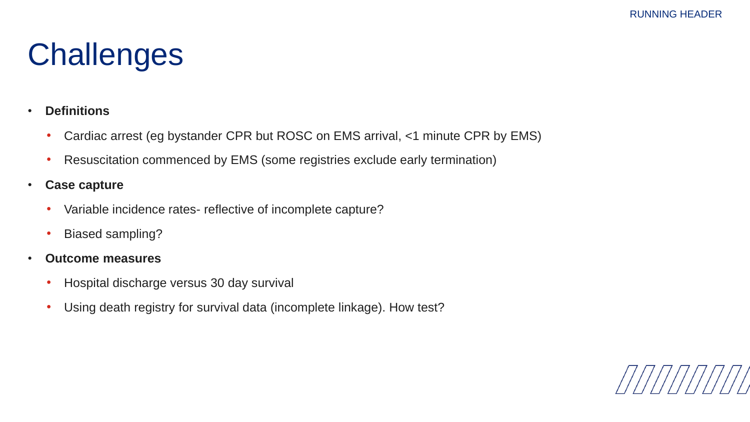# Challenges

- **Definitions**
  - Cardiac arrest (eg bystander CPR but ROSC on EMS arrival, <1 minute CPR by EMS)
  - Resuscitation commenced by EMS (some registries exclude early termination)
- **Case capture**
  - Variable incidence rates- reflective of incomplete capture?
  - Biased sampling?
- **Outcome measures**
  - Hospital discharge versus 30 day survival
  - Using death registry for survival data (incomplete linkage). How test?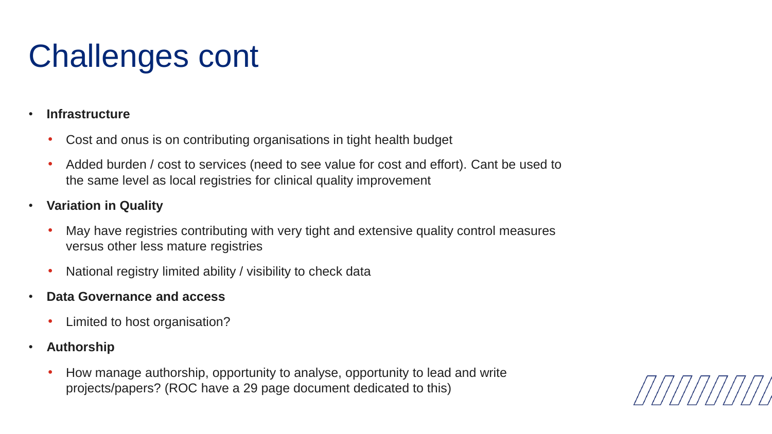# Challenges cont

- **Infrastructure**
  - Cost and onus is on contributing organisations in tight health budget
  - Added burden / cost to services (need to see value for cost and effort). Cant be used to the same level as local registries for clinical quality improvement
- **Variation in Quality**
  - May have registries contributing with very tight and extensive quality control measures versus other less mature registries
  - National registry limited ability / visibility to check data
- **Data Governance and access**
  - Limited to host organisation?
- **Authorship**
  - How manage authorship, opportunity to analyse, opportunity to lead and write projects/papers? (ROC have a 29 page document dedicated to this)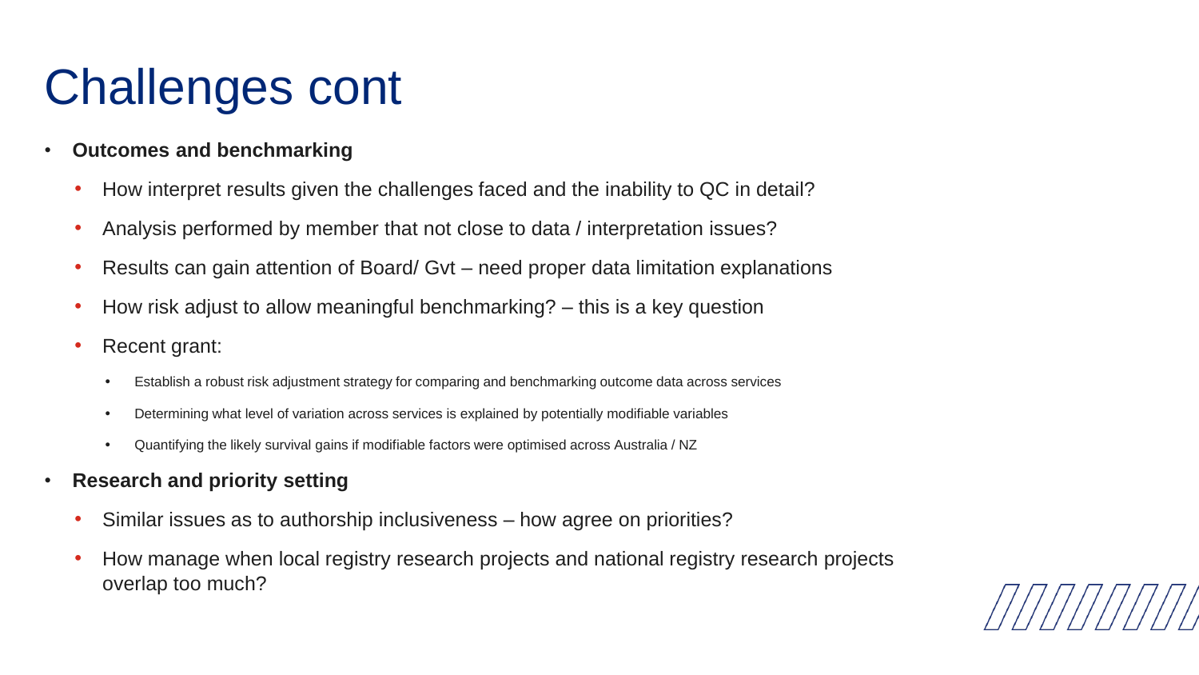# Challenges cont

- **Outcomes and benchmarking**
  - How interpret results given the challenges faced and the inability to QC in detail?
  - Analysis performed by member that not close to data / interpretation issues?
  - Results can gain attention of Board/ Gvt – need proper data limitation explanations
  - How risk adjust to allow meaningful benchmarking? – this is a key question
  - Recent grant:
    - Establish a robust risk adjustment strategy for comparing and benchmarking outcome data across services
    - Determining what level of variation across services is explained by potentially modifiable variables
    - Quantifying the likely survival gains if modifiable factors were optimised across Australia / NZ
- **Research and priority setting**
  - Similar issues as to authorship inclusiveness – how agree on priorities?
  - How manage when local registry research projects and national registry research projects overlap too much?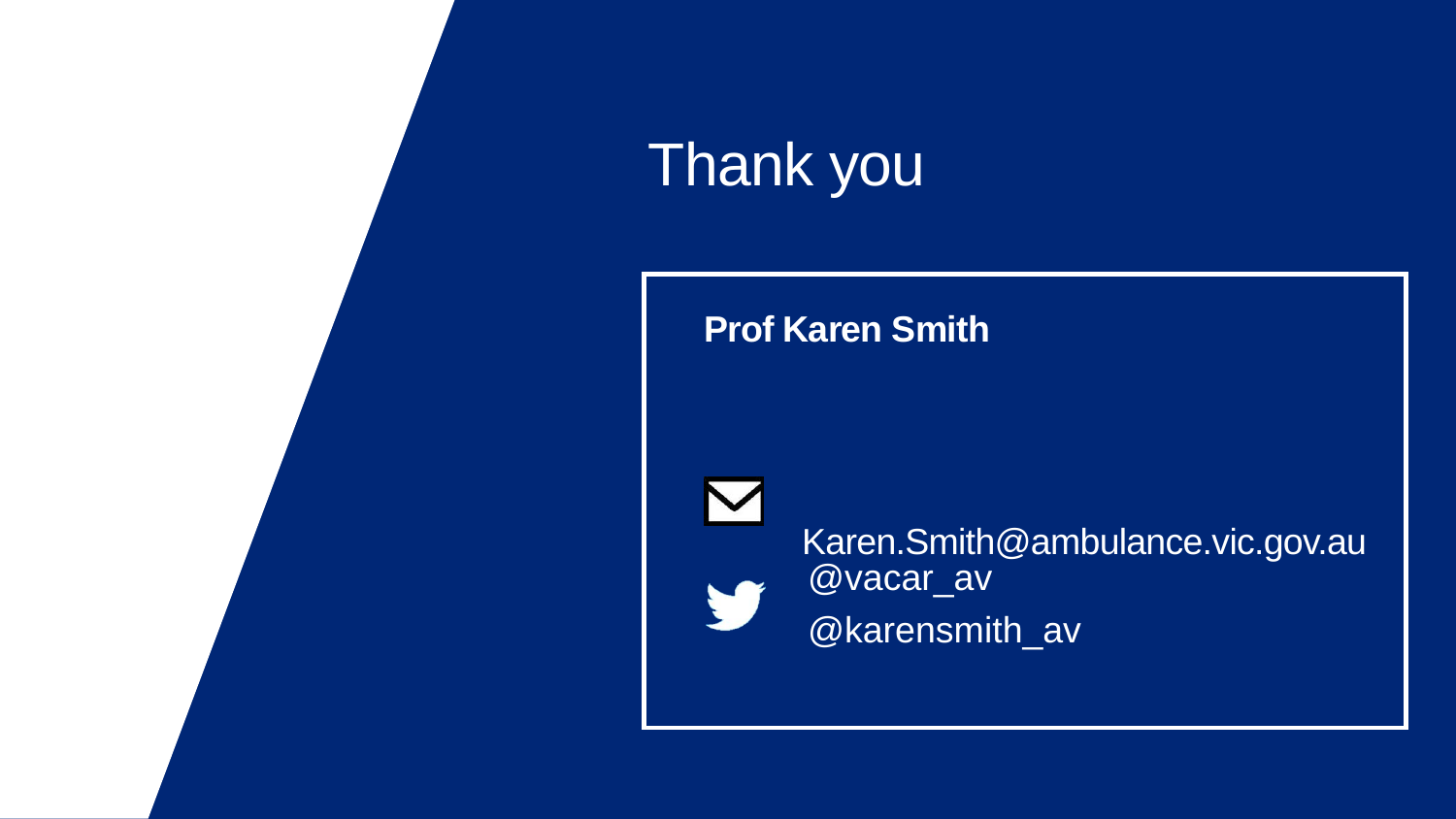# Thank you

**Prof Karen Smith**

Karen.Smith@ambulance.vic.gov.au

@vacar_av

@karensmith_av